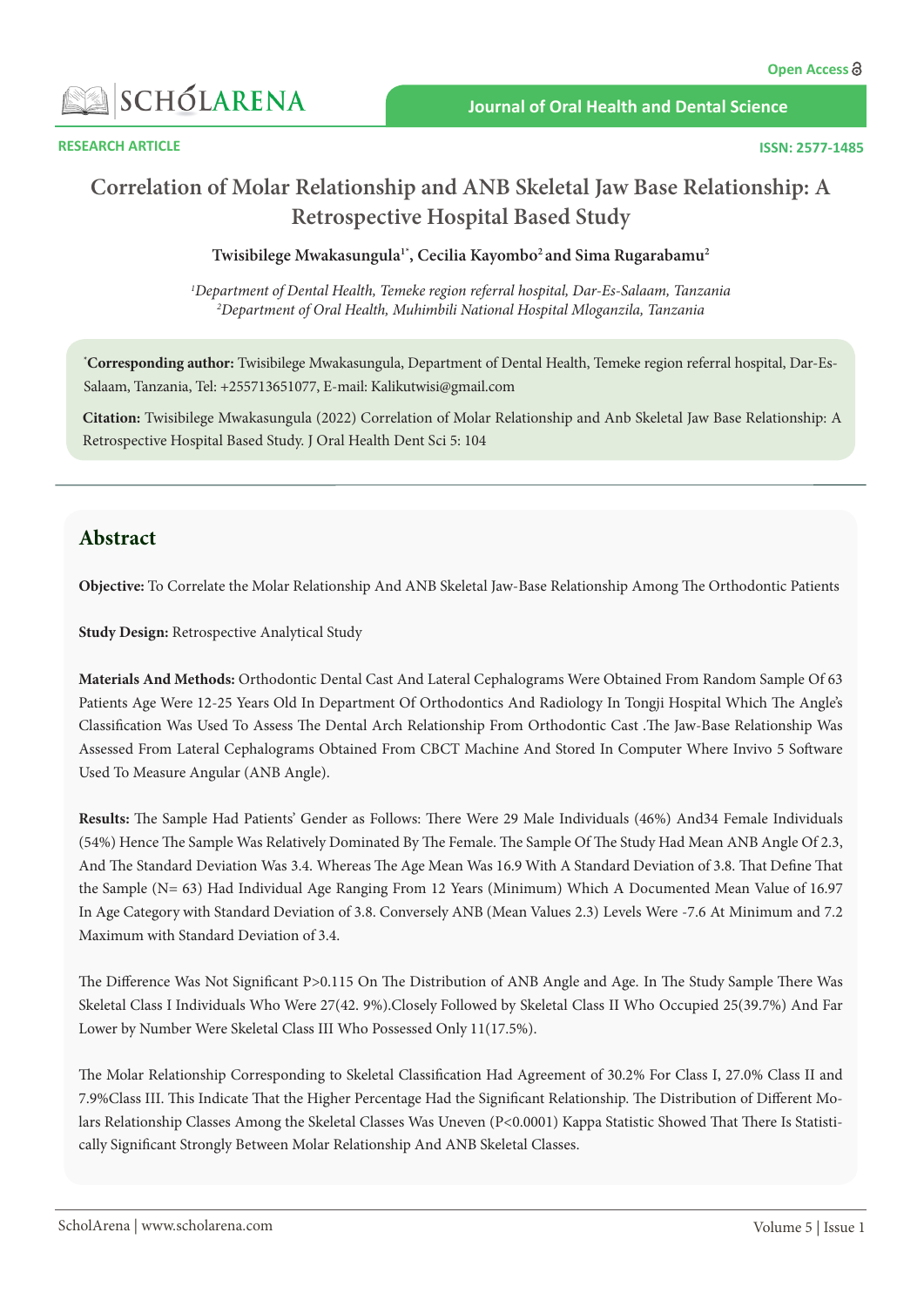Open Access

SCHOLARENA

Journal of Oral Health and Dental Science

RESEARCH ARTICLE

ISSN: 2577-1485

# Correlation of Molar Relationship and ANB Skeletal Jaw Base Relationship: A Retrospective Hospital Based Study

**Twisibilege Mwakasungula[1*], Cecilia Kayombo[2] and Sima Rugarabamu[2]**

*[1]Department of Dental Health, Temeke region referral hospital, Dar-Es-Salaam, Tanzania*
*[2]Department of Oral Health, Muhimbili National Hospital Mloganzila, Tanzania*

**[*]Corresponding author:** Twisibilege Mwakasungula, Department of Dental Health, Temeke region referral hospital, Dar-Es-Salaam, Tanzania, Tel: +255713651077, E-mail: Kalikutwisi@gmail.com

**Citation:** Twisibilege Mwakasungula (2022) Correlation of Molar Relationship and Anb Skeletal Jaw Base Relationship: A Retrospective Hospital Based Study. J Oral Health Dent Sci 5: 104

## Abstract

**Objective:** To Correlate the Molar Relationship And ANB Skeletal Jaw-Base Relationship Among The Orthodontic Patients

**Study Design:** Retrospective Analytical Study

**Materials And Methods:** Orthodontic Dental Cast And Lateral Cephalograms Were Obtained From Random Sample Of 63 Patients Age Were 12-25 Years Old In Department Of Orthodontics And Radiology In Tongji Hospital Which The Angle's Classification Was Used To Assess The Dental Arch Relationship From Orthodontic Cast .The Jaw-Base Relationship Was Assessed From Lateral Cephalograms Obtained From CBCT Machine And Stored In Computer Where Invivo 5 Software Used To Measure Angular (ANB Angle).

**Results:** The Sample Had Patients' Gender as Follows: There Were 29 Male Individuals (46%) And34 Female Individuals (54%) Hence The Sample Was Relatively Dominated By The Female. The Sample Of The Study Had Mean ANB Angle Of 2.3, And The Standard Deviation Was 3.4. Whereas The Age Mean Was 16.9 With A Standard Deviation of 3.8. That Define That the Sample (N= 63) Had Individual Age Ranging From 12 Years (Minimum) Which A Documented Mean Value of 16.97 In Age Category with Standard Deviation of 3.8. Conversely ANB (Mean Values 2.3) Levels Were -7.6 At Minimum and 7.2 Maximum with Standard Deviation of 3.4.

The Difference Was Not Significant P>0.115 On The Distribution of ANB Angle and Age. In The Study Sample There Was Skeletal Class I Individuals Who Were 27(42. 9%).Closely Followed by Skeletal Class II Who Occupied 25(39.7%) And Far Lower by Number Were Skeletal Class III Who Possessed Only 11(17.5%).

The Molar Relationship Corresponding to Skeletal Classification Had Agreement of 30.2% For Class I, 27.0% Class II and 7.9%Class III. This Indicate That the Higher Percentage Had the Significant Relationship. The Distribution of Different Molars Relationship Classes Among the Skeletal Classes Was Uneven (P<0.0001) Kappa Statistic Showed That There Is Statistically Significant Strongly Between Molar Relationship And ANB Skeletal Classes.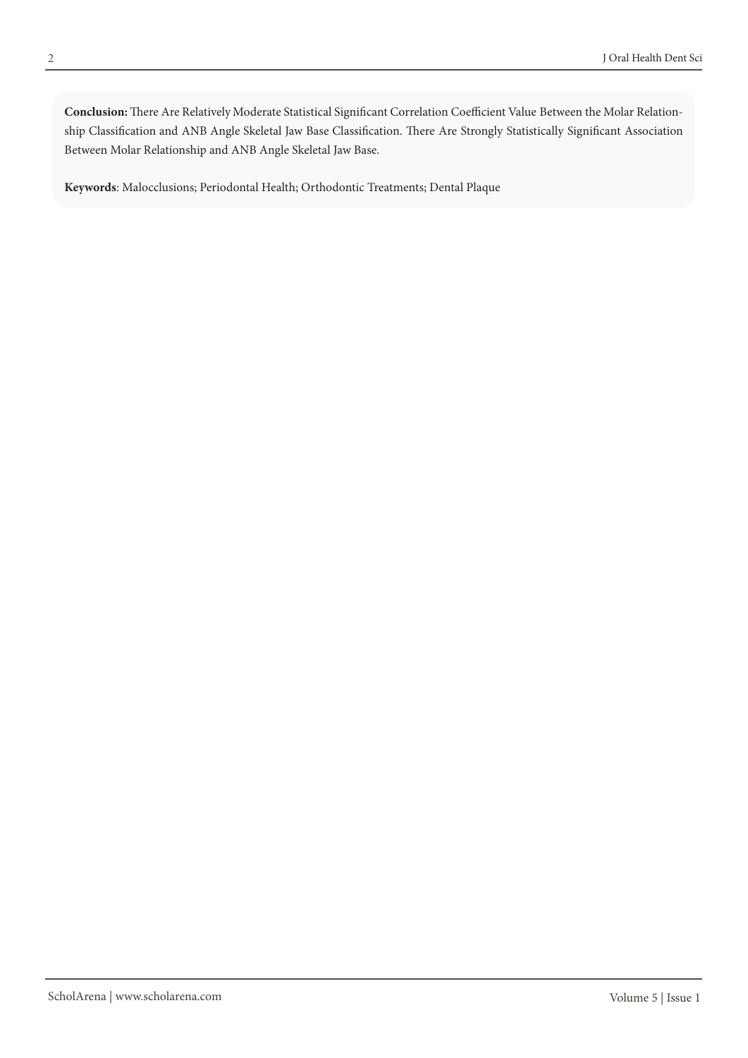**Conclusion:** There Are Relatively Moderate Statistical Significant Correlation Coefficient Value Between the Molar Relationship Classification and ANB Angle Skeletal Jaw Base Classification. There Are Strongly Statistically Significant Association Between Molar Relationship and ANB Angle Skeletal Jaw Base.

**Keywords**: Malocclusions; Periodontal Health; Orthodontic Treatments; Dental Plaque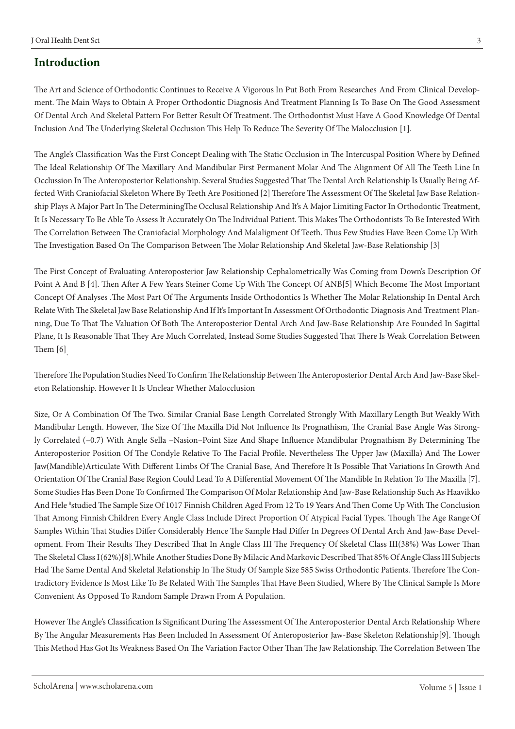## Introduction

The Art and Science of Orthodontic Continues to Receive A Vigorous In Put Both From Researches And From Clinical Development. The Main Ways to Obtain A Proper Orthodontic Diagnosis And Treatment Planning Is To Base On The Good Assessment Of Dental Arch And Skeletal Pattern For Better Result Of Treatment. The Orthodontist Must Have A Good Knowledge Of Dental Inclusion And The Underlying Skeletal Occlusion This Help To Reduce The Severity Of The Malocclusion [1].

The Angle's Classification Was the First Concept Dealing with The Static Occlusion in The Intercuspal Position Where by Defined The Ideal Relationship Of The Maxillary And Mandibular First Permanent Molar And The Alignment Of All The Teeth Line In Occlussion In The Anteroposterior Relationship. Several Studies Suggested That The Dental Arch Relationship Is Usually Being Affected With Craniofacial Skeleton Where By Teeth Are Positioned [2] Therefore The Assessment Of The Skeletal Jaw Base Relationship Plays A Major Part In The DeterminingThe Occlusal Relationship And It's A Major Limiting Factor In Orthodontic Treatment, It Is Necessary To Be Able To Assess It Accurately On The Individual Patient. This Makes The Orthodontists To Be Interested With The Correlation Between The Craniofacial Morphology And Malaligment Of Teeth. Thus Few Studies Have Been Come Up With The Investigation Based On The Comparison Between The Molar Relationship And Skeletal Jaw-Base Relationship [3]

The First Concept of Evaluating Anteroposterior Jaw Relationship Cephalometrically Was Coming from Down's Description Of Point A And B [4]. Then After A Few Years Steiner Come Up With The Concept Of ANB[5] Which Become The Most Important Concept Of Analyses .The Most Part Of The Arguments Inside Orthodontics Is Whether The Molar Relationship In Dental Arch Relate With The Skeletal Jaw Base Relationship And If It's Important In Assessment Of Orthodontic Diagnosis And Treatment Planning, Due To That The Valuation Of Both The Anteroposterior Dental Arch And Jaw-Base Relationship Are Founded In Sagittal Plane, It Is Reasonable That They Are Much Correlated, Instead Some Studies Suggested That There Is Weak Correlation Between Them [6].

Therefore The Population Studies Need To Confirm The Relationship Between The Anteroposterior Dental Arch And Jaw-Base Skeleton Relationship. However It Is Unclear Whether Malocclusion

Size, Or A Combination Of The Two. Similar Cranial Base Length Correlated Strongly With Maxillary Length But Weakly With Mandibular Length. However, The Size Of The Maxilla Did Not Influence Its Prognathism, The Cranial Base Angle Was Strongly Correlated (–0.7) With Angle Sella –Nasion–Point Size And Shape Influence Mandibular Prognathism By Determining The Anteroposterior Position Of The Condyle Relative To The Facial Profile. Nevertheless The Upper Jaw (Maxilla) And The Lower Jaw(Mandible)Articulate With Different Limbs Of The Cranial Base, And Therefore It Is Possible That Variations In Growth And Orientation Of The Cranial Base Region Could Lead To A Differential Movement Of The Mandible In Relation To The Maxilla [7]. Some Studies Has Been Done To Confirmed The Comparison Of Molar Relationship And Jaw-Base Relationship Such As Haavikko And Hele [8]studied The Sample Size Of 1017 Finnish Children Aged From 12 To 19 Years And Then Come Up With The Conclusion That Among Finnish Children Every Angle Class Include Direct Proportion Of Atypical Facial Types. Though The Age Range Of Samples Within That Studies Differ Considerably Hence The Sample Had Differ In Degrees Of Dental Arch And Jaw-Base Development. From Their Results They Described That In Angle Class III The Frequency Of Skeletal Class III(38%) Was Lower Than The Skeletal Class I(62%)[8].While Another Studies Done By Milacic And Markovic Described That 85% Of Angle Class III Subjects Had The Same Dental And Skeletal Relationship In The Study Of Sample Size 585 Swiss Orthodontic Patients. Therefore The Contradictory Evidence Is Most Like To Be Related With The Samples That Have Been Studied, Where By The Clinical Sample Is More Convenient As Opposed To Random Sample Drawn From A Population.

However The Angle's Classification Is Significant During The Assessment Of The Anteroposterior Dental Arch Relationship Where By The Angular Measurements Has Been Included In Assessment Of Anteroposterior Jaw-Base Skeleton Relationship[9]. Though This Method Has Got Its Weakness Based On The Variation Factor Other Than The Jaw Relationship. The Correlation Between The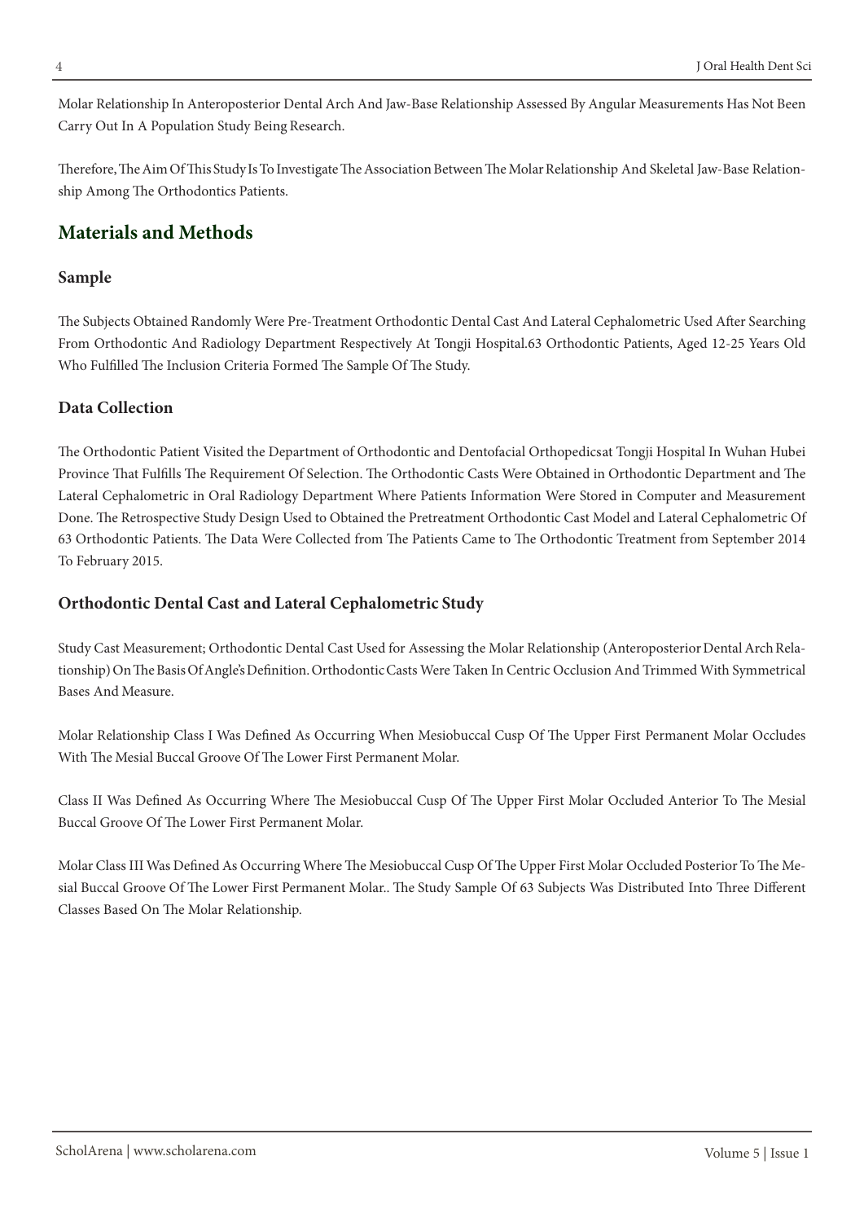Molar Relationship In Anteroposterior Dental Arch And Jaw-Base Relationship Assessed By Angular Measurements Has Not Been Carry Out In A Population Study Being Research.

Therefore, The Aim Of This Study Is To Investigate The Association Between The Molar Relationship And Skeletal Jaw-Base Relationship Among The Orthodontics Patients.

## Materials and Methods

### Sample

The Subjects Obtained Randomly Were Pre-Treatment Orthodontic Dental Cast And Lateral Cephalometric Used After Searching From Orthodontic And Radiology Department Respectively At Tongji Hospital.63 Orthodontic Patients, Aged 12-25 Years Old Who Fulfilled The Inclusion Criteria Formed The Sample Of The Study.

### Data Collection

The Orthodontic Patient Visited the Department of Orthodontic and Dentofacial Orthopedicsat Tongji Hospital In Wuhan Hubei Province That Fulfills The Requirement Of Selection. The Orthodontic Casts Were Obtained in Orthodontic Department and The Lateral Cephalometric in Oral Radiology Department Where Patients Information Were Stored in Computer and Measurement Done. The Retrospective Study Design Used to Obtained the Pretreatment Orthodontic Cast Model and Lateral Cephalometric Of 63 Orthodontic Patients. The Data Were Collected from The Patients Came to The Orthodontic Treatment from September 2014 To February 2015.

### Orthodontic Dental Cast and Lateral Cephalometric Study

Study Cast Measurement; Orthodontic Dental Cast Used for Assessing the Molar Relationship (Anteroposterior Dental Arch Relationship) On The Basis Of Angle's Definition. Orthodontic Casts Were Taken In Centric Occlusion And Trimmed With Symmetrical Bases And Measure.

Molar Relationship Class I Was Defined As Occurring When Mesiobuccal Cusp Of The Upper First Permanent Molar Occludes With The Mesial Buccal Groove Of The Lower First Permanent Molar.

Class II Was Defined As Occurring Where The Mesiobuccal Cusp Of The Upper First Molar Occluded Anterior To The Mesial Buccal Groove Of The Lower First Permanent Molar.

Molar Class III Was Defined As Occurring Where The Mesiobuccal Cusp Of The Upper First Molar Occluded Posterior To The Mesial Buccal Groove Of The Lower First Permanent Molar.. The Study Sample Of 63 Subjects Was Distributed Into Three Different Classes Based On The Molar Relationship.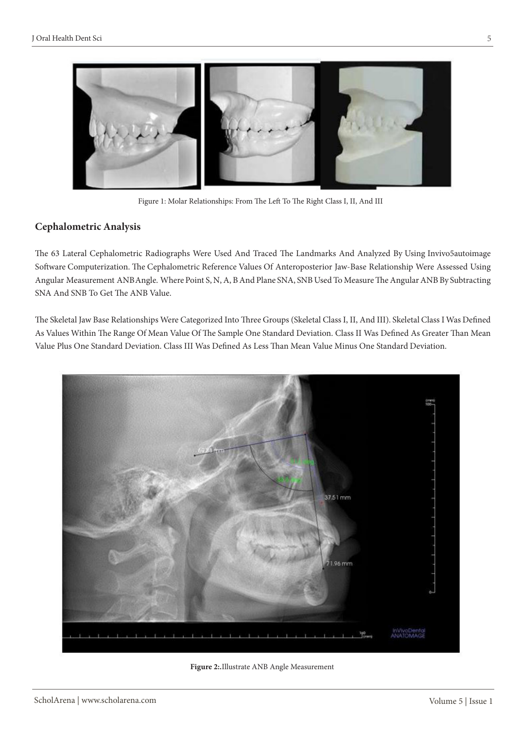Figure 1: Molar Relationships: From The Left To The Right Class I, II, And III

## Cephalometric Analysis

The 63 Lateral Cephalometric Radiographs Were Used And Traced The Landmarks And Analyzed By Using Invivo5autoimage Software Computerization. The Cephalometric Reference Values Of Anteroposterior Jaw-Base Relationship Were Assessed Using Angular Measurement ANB Angle. Where Point S, N, A, B And Plane SNA, SNB Used To Measure The Angular ANB By Subtracting SNA And SNB To Get The ANB Value.

The Skeletal Jaw Base Relationships Were Categorized Into Three Groups (Skeletal Class I, II, And III). Skeletal Class I Was Defined As Values Within The Range Of Mean Value Of The Sample One Standard Deviation. Class II Was Defined As Greater Than Mean Value Plus One Standard Deviation. Class III Was Defined As Less Than Mean Value Minus One Standard Deviation.

**Figure 2:**.Illustrate ANB Angle Measurement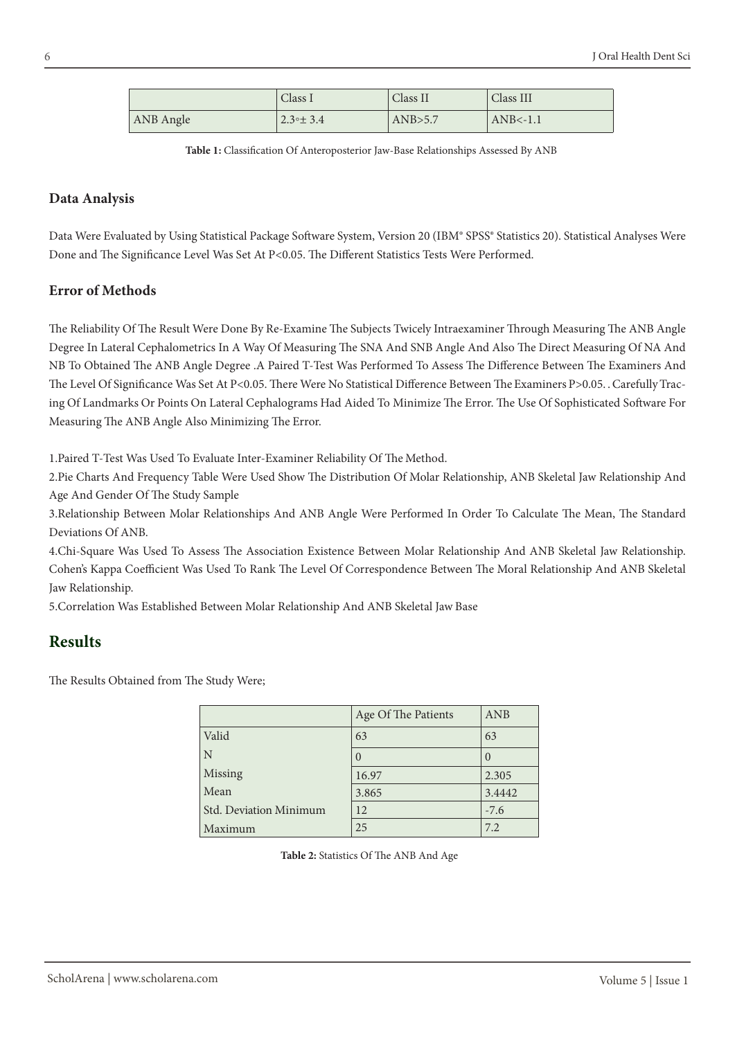|  | Class I | Class II | Class III |
| --- | --- | --- | --- |
| ANB Angle | 2.3∘± 3.4 | ANB>5.7 | ANB<-1.1 |

**Table 1:** Classification Of Anteroposterior Jaw-Base Relationships Assessed By ANB

### Data Analysis

Data Were Evaluated by Using Statistical Package Software System, Version 20 (IBM® SPSS® Statistics 20). Statistical Analyses Were Done and The Significance Level Was Set At P<0.05. The Different Statistics Tests Were Performed.

### Error of Methods

The Reliability Of The Result Were Done By Re-Examine The Subjects Twicely Intraexaminer Through Measuring The ANB Angle Degree In Lateral Cephalometrics In A Way Of Measuring The SNA And SNB Angle And Also The Direct Measuring Of NA And NB To Obtained The ANB Angle Degree .A Paired T-Test Was Performed To Assess The Difference Between The Examiners And The Level Of Significance Was Set At P<0.05. There Were No Statistical Difference Between The Examiners P>0.05. . Carefully Tracing Of Landmarks Or Points On Lateral Cephalograms Had Aided To Minimize The Error. The Use Of Sophisticated Software For Measuring The ANB Angle Also Minimizing The Error.

1.Paired T-Test Was Used To Evaluate Inter-Examiner Reliability Of The Method.

2.Pie Charts And Frequency Table Were Used Show The Distribution Of Molar Relationship, ANB Skeletal Jaw Relationship And Age And Gender Of The Study Sample

3.Relationship Between Molar Relationships And ANB Angle Were Performed In Order To Calculate The Mean, The Standard Deviations Of ANB.

4.Chi-Square Was Used To Assess The Association Existence Between Molar Relationship And ANB Skeletal Jaw Relationship. Cohen's Kappa Coefficient Was Used To Rank The Level Of Correspondence Between The Moral Relationship And ANB Skeletal Jaw Relationship.

5.Correlation Was Established Between Molar Relationship And ANB Skeletal Jaw Base

## Results

The Results Obtained from The Study Were;

|  | Age Of The Patients | ANB |
| --- | --- | --- |
| Valid | 63 | 63 |
| N | 0 | 0 |
| Missing | 16.97 | 2.305 |
| Mean | 3.865 | 3.4442 |
| Std. Deviation Minimum | 12 | -7.6 |
| Maximum | 25 | 7.2 |

**Table 2:** Statistics Of The ANB And Age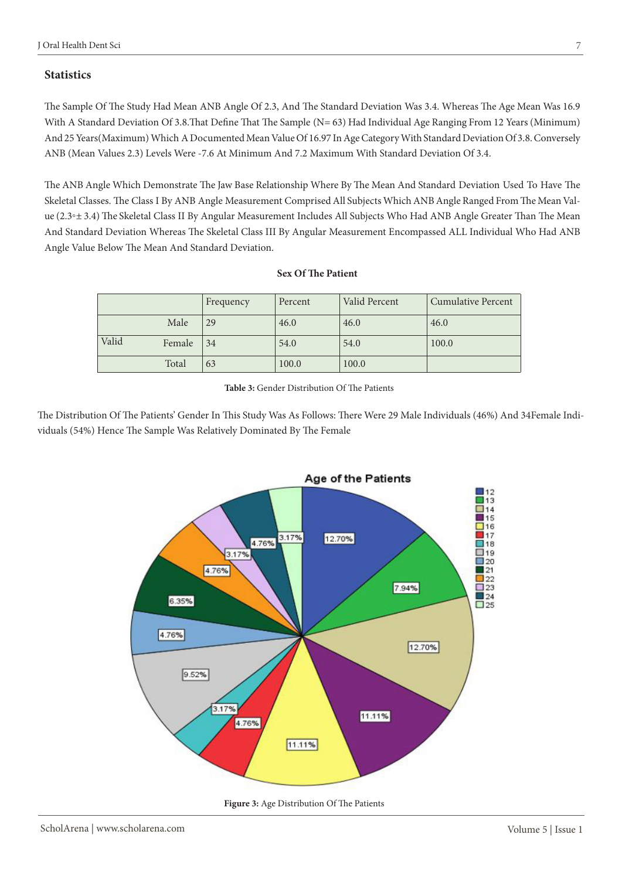## Statistics

The Sample Of The Study Had Mean ANB Angle Of 2.3, And The Standard Deviation Was 3.4. Whereas The Age Mean Was 16.9 With A Standard Deviation Of 3.8.That Define That The Sample (N= 63) Had Individual Age Ranging From 12 Years (Minimum) And 25 Years(Maximum) Which A Documented Mean Value Of 16.97 In Age Category With Standard Deviation Of 3.8. Conversely ANB (Mean Values 2.3) Levels Were -7.6 At Minimum And 7.2 Maximum With Standard Deviation Of 3.4.

The ANB Angle Which Demonstrate The Jaw Base Relationship Where By The Mean And Standard Deviation Used To Have The Skeletal Classes. The Class I By ANB Angle Measurement Comprised All Subjects Which ANB Angle Ranged From The Mean Value (2.3°± 3.4) The Skeletal Class II By Angular Measurement Includes All Subjects Who Had ANB Angle Greater Than The Mean And Standard Deviation Whereas The Skeletal Class III By Angular Measurement Encompassed ALL Individual Who Had ANB Angle Value Below The Mean And Standard Deviation.

**Sex Of The Patient**

| | | Frequency | Percent | Valid Percent | Cumulative Percent |
|---|---|---|---|---|---|
| Valid | Male | 29 | 46.0 | 46.0 | 46.0 |
| | Female | 34 | 54.0 | 54.0 | 100.0 |
| | Total | 63 | 100.0 | 100.0 | |

**Table 3:** Gender Distribution Of The Patients

The Distribution Of The Patients' Gender In This Study Was As Follows: There Were 29 Male Individuals (46%) And 34Female Individuals (54%) Hence The Sample Was Relatively Dominated By The Female

**Figure 3:** Age Distribution Of The Patients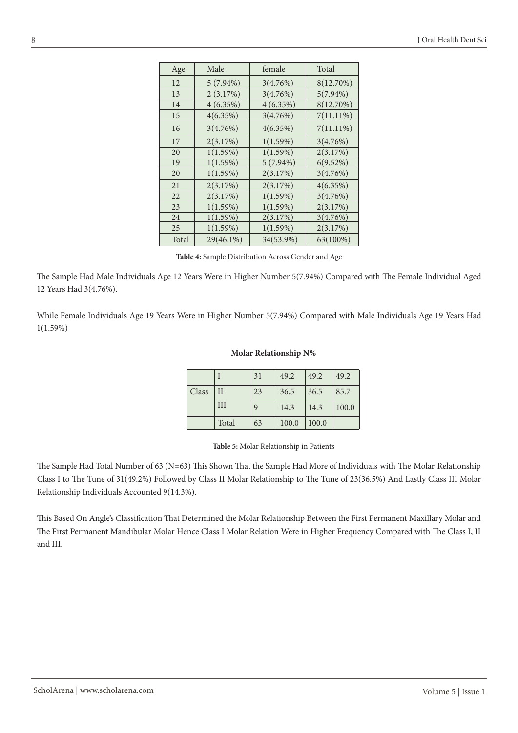| Age | Male | female | Total |
|---|---|---|---|
| 12 | 5 (7.94%) | 3(4.76%) | 8(12.70%) |
| 13 | 2 (3.17%) | 3(4.76%) | 5(7.94%) |
| 14 | 4 (6.35%) | 4 (6.35%) | 8(12.70%) |
| 15 | 4(6.35%) | 3(4.76%) | 7(11.11%) |
| 16 | 3(4.76%) | 4(6.35%) | 7(11.11%) |
| 17 | 2(3.17%) | 1(1.59%) | 3(4.76%) |
| 20 | 1(1.59%) | 1(1.59%) | 2(3.17%) |
| 19 | 1(1.59%) | 5 (7.94%) | 6(9.52%) |
| 20 | 1(1.59%) | 2(3.17%) | 3(4.76%) |
| 21 | 2(3.17%) | 2(3.17%) | 4(6.35%) |
| 22 | 2(3.17%) | 1(1.59%) | 3(4.76%) |
| 23 | 1(1.59%) | 1(1.59%) | 2(3.17%) |
| 24 | 1(1.59%) | 2(3.17%) | 3(4.76%) |
| 25 | 1(1.59%) | 1(1.59%) | 2(3.17%) |
| Total | 29(46.1%) | 34(53.9%) | 63(100%) |

**Table 4:** Sample Distribution Across Gender and Age

The Sample Had Male Individuals Age 12 Years Were in Higher Number 5(7.94%) Compared with The Female Individual Aged 12 Years Had 3(4.76%).

While Female Individuals Age 19 Years Were in Higher Number 5(7.94%) Compared with Male Individuals Age 19 Years Had 1(1.59%)

**Molar Relationship N%**

| | | | | | |
|---|---|---|---|---|---|
| | I | 31 | 49.2 | 49.2 | 49.2 |
| Class | II | 23 | 36.5 | 36.5 | 85.7 |
| | III | 9 | 14.3 | 14.3 | 100.0 |
| | Total | 63 | 100.0 | 100.0 | |

**Table 5:** Molar Relationship in Patients

The Sample Had Total Number of 63 (N=63) This Shown That the Sample Had More of Individuals with The Molar Relationship Class I to The Tune of 31(49.2%) Followed by Class II Molar Relationship to The Tune of 23(36.5%) And Lastly Class III Molar Relationship Individuals Accounted 9(14.3%).

This Based On Angle's Classification That Determined the Molar Relationship Between the First Permanent Maxillary Molar and The First Permanent Mandibular Molar Hence Class I Molar Relation Were in Higher Frequency Compared with The Class I, II and III.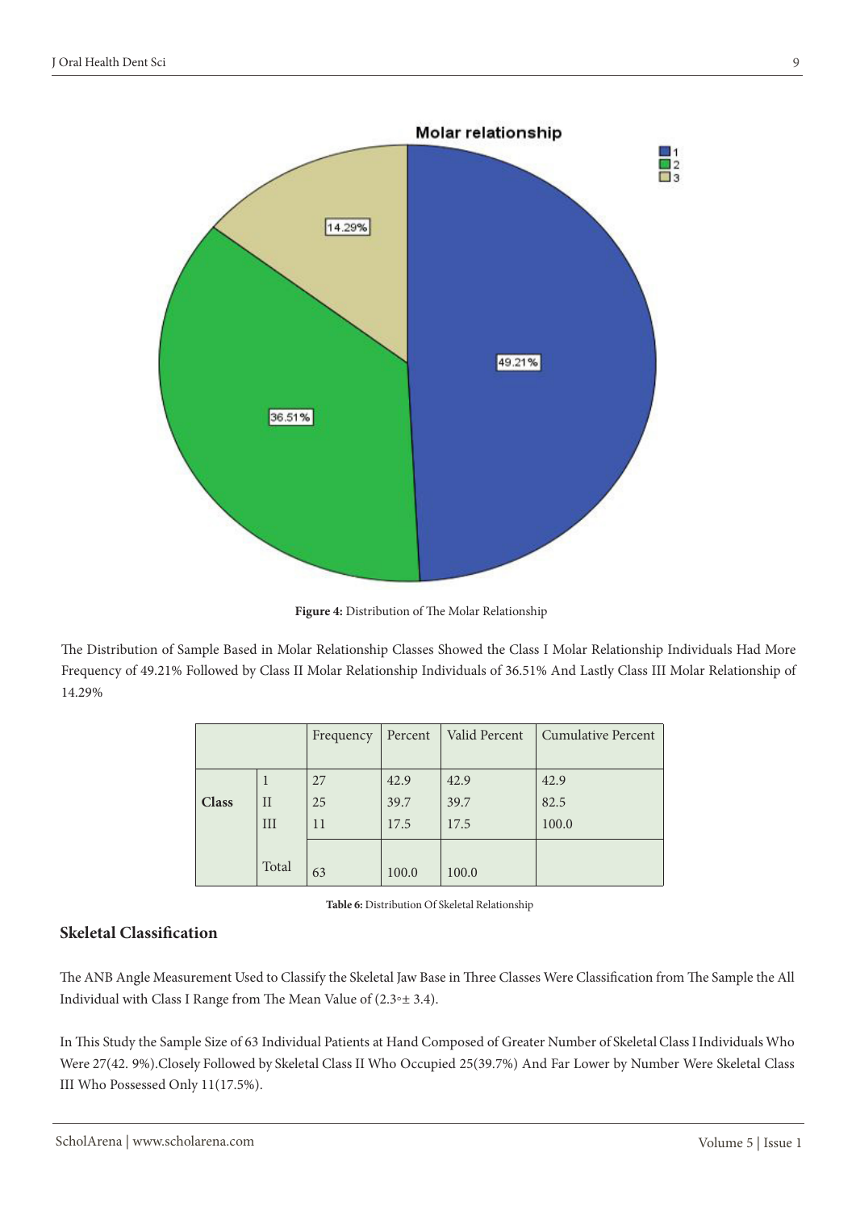**Figure 4:** Distribution of The Molar Relationship

The Distribution of Sample Based in Molar Relationship Classes Showed the Class I Molar Relationship Individuals Had More Frequency of 49.21% Followed by Class II Molar Relationship Individuals of 36.51% And Lastly Class III Molar Relationship of 14.29%

| | | Frequency | Percent | Valid Percent | Cumulative Percent |
|---|---|---|---|---|---|
| Class | 1 | 27 | 42.9 | 42.9 | 42.9 |
| | II | 25 | 39.7 | 39.7 | 82.5 |
| | III | 11 | 17.5 | 17.5 | 100.0 |
| | Total | 63 | 100.0 | 100.0 | |

**Table 6:** Distribution Of Skeletal Relationship

### Skeletal Classification

The ANB Angle Measurement Used to Classify the Skeletal Jaw Base in Three Classes Were Classification from The Sample the All Individual with Class I Range from The Mean Value of (2.3◦± 3.4).

In This Study the Sample Size of 63 Individual Patients at Hand Composed of Greater Number of Skeletal Class I Individuals Who Were 27(42. 9%).Closely Followed by Skeletal Class II Who Occupied 25(39.7%) And Far Lower by Number Were Skeletal Class III Who Possessed Only 11(17.5%).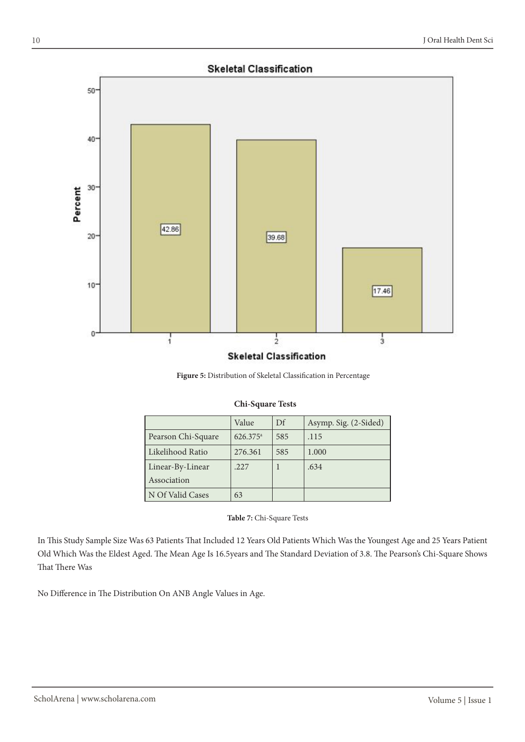Figure 5: Distribution of Skeletal Classification in Percentage

**Chi-Square Tests**

| | Value | Df | Asymp. Sig. (2-Sided) |
|---|---|---|---|
| Pearson Chi-Square | 626.375[a] | 585 | .115 |
| Likelihood Ratio | 276.361 | 585 | 1.000 |
| Linear-By-Linear Association | .227 | 1 | .634 |
| N Of Valid Cases | 63 | | |

**Table 7:** Chi-Square Tests

In This Study Sample Size Was 63 Patients That Included 12 Years Old Patients Which Was the Youngest Age and 25 Years Patient Old Which Was the Eldest Aged. The Mean Age Is 16.5years and The Standard Deviation of 3.8. The Pearson's Chi-Square Shows That There Was

No Difference in The Distribution On ANB Angle Values in Age.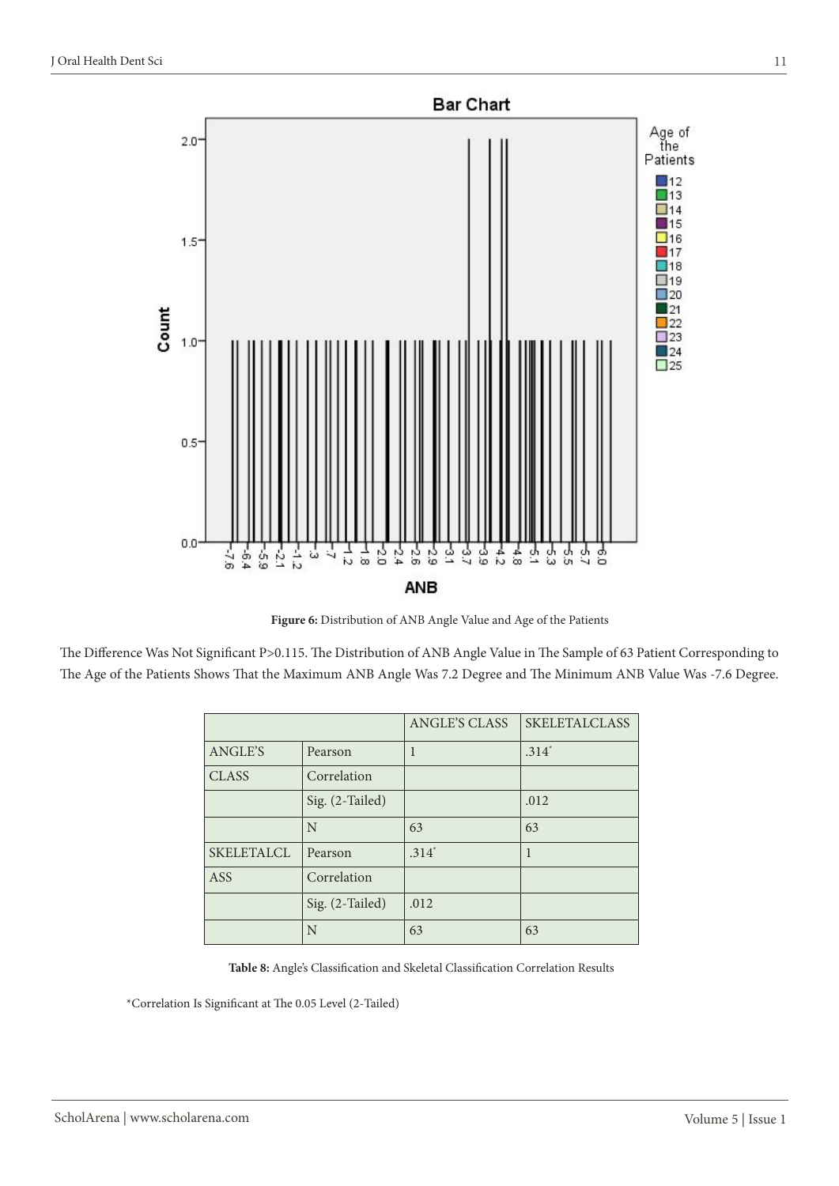Figure 6: Distribution of ANB Angle Value and Age of the Patients

The Difference Was Not Significant P>0.115. The Distribution of ANB Angle Value in The Sample of 63 Patient Corresponding to The Age of the Patients Shows That the Maximum ANB Angle Was 7.2 Degree and The Minimum ANB Value Was -7.6 Degree.

| | | ANGLE'S CLASS | SKELETALCLASS |
|---|---|---|---|
| ANGLE'S CLASS | Pearson Correlation | 1 | .314* |
| | Sig. (2-Tailed) | | .012 |
| | N | 63 | 63 |
| SKELETALCLASS | Pearson Correlation | .314* | 1 |
| | Sig. (2-Tailed) | .012 | |
| | N | 63 | 63 |

**Table 8:** Angle's Classification and Skeletal Classification Correlation Results

*Correlation Is Significant at The 0.05 Level (2-Tailed)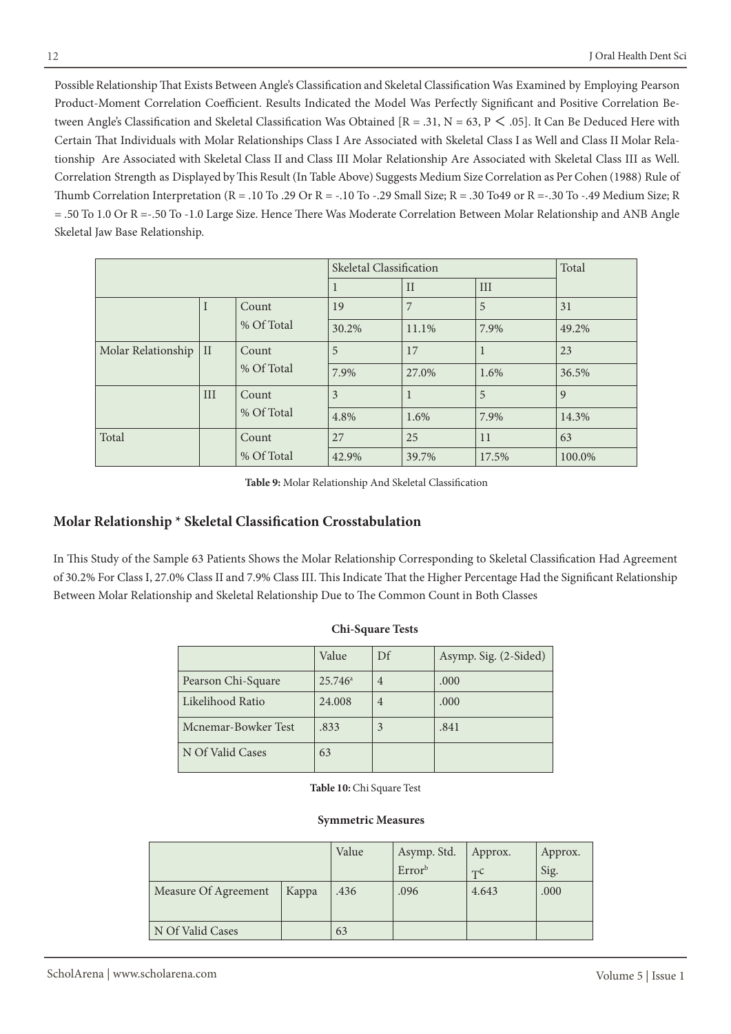Possible Relationship That Exists Between Angle's Classification and Skeletal Classification Was Examined by Employing Pearson Product-Moment Correlation Coefficient. Results Indicated the Model Was Perfectly Significant and Positive Correlation Between Angle's Classification and Skeletal Classification Was Obtained [$R = .31$, $N = 63$, $P < .05$]. It Can Be Deduced Here with Certain That Individuals with Molar Relationships Class I Are Associated with Skeletal Class I as Well and Class II Molar Relationship Are Associated with Skeletal Class II and Class III Molar Relationship Are Associated with Skeletal Class III as Well. Correlation Strength as Displayed by This Result (In Table Above) Suggests Medium Size Correlation as Per Cohen (1988) Rule of Thumb Correlation Interpretation ($R = .10$ To $.29$ Or $R = -.10$ To $-.29$ Small Size; $R = .30$ To49 or $R = -.30$ To $-.49$ Medium Size; $R = .50$ To $1.0$ Or $R = -.50$ To $-1.0$ Large Size. Hence There Was Moderate Correlation Between Molar Relationship and ANB Angle Skeletal Jaw Base Relationship.

| | | | Skeletal Classification | | | Total |
|---|---|---|---|---|---|---|
| | | | 1 | II | III | |
| Molar Relationship | I | Count | 19 | 7 | 5 | 31 |
| | | % Of Total | 30.2% | 11.1% | 7.9% | 49.2% |
| | II | Count | 5 | 17 | 1 | 23 |
| | | % Of Total | 7.9% | 27.0% | 1.6% | 36.5% |
| | III | Count | 3 | 1 | 5 | 9 |
| | | % Of Total | 4.8% | 1.6% | 7.9% | 14.3% |
| Total | | Count | 27 | 25 | 11 | 63 |
| | | % Of Total | 42.9% | 39.7% | 17.5% | 100.0% |

**Table 9:** Molar Relationship And Skeletal Classification

## Molar Relationship * Skeletal Classification Crosstabulation

In This Study of the Sample 63 Patients Shows the Molar Relationship Corresponding to Skeletal Classification Had Agreement of 30.2% For Class I, 27.0% Class II and 7.9% Class III. This Indicate That the Higher Percentage Had the Significant Relationship Between Molar Relationship and Skeletal Relationship Due to The Common Count in Both Classes

**Chi-Square Tests**

| | Value | Df | Asymp. Sig. (2-Sided) |
|---|---|---|---|
| Pearson Chi-Square | 25.746[a] | 4 | .000 |
| Likelihood Ratio | 24.008 | 4 | .000 |
| Mcnemar-Bowker Test | .833 | 3 | .841 |
| N Of Valid Cases | 63 | | |

**Table 10:** Chi Square Test

**Symmetric Measures**

| | | Value | Asymp. Std. Error[b] | Approx. $T^c$ | Approx. Sig. |
|---|---|---|---|---|---|
| Measure Of Agreement | Kappa | .436 | .096 | 4.643 | .000 |
| N Of Valid Cases | | 63 | | | |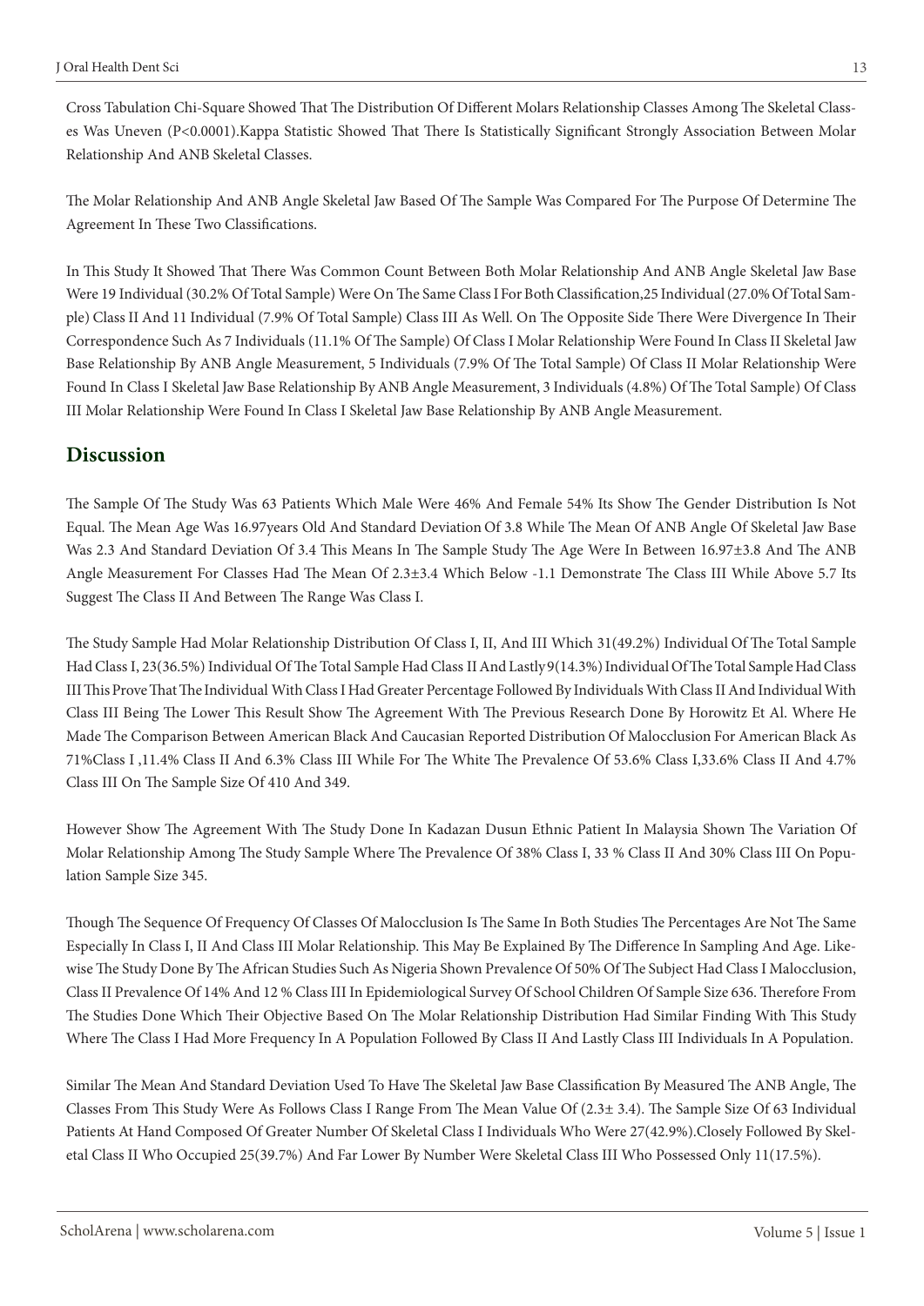Cross Tabulation Chi-Square Showed That The Distribution Of Different Molars Relationship Classes Among The Skeletal Classes Was Uneven (P<0.0001).Kappa Statistic Showed That There Is Statistically Significant Strongly Association Between Molar Relationship And ANB Skeletal Classes.

The Molar Relationship And ANB Angle Skeletal Jaw Based Of The Sample Was Compared For The Purpose Of Determine The Agreement In These Two Classifications.

In This Study It Showed That There Was Common Count Between Both Molar Relationship And ANB Angle Skeletal Jaw Base Were 19 Individual (30.2% Of Total Sample) Were On The Same Class I For Both Classification,25 Individual (27.0% Of Total Sample) Class II And 11 Individual (7.9% Of Total Sample) Class III As Well. On The Opposite Side There Were Divergence In Their Correspondence Such As 7 Individuals (11.1% Of The Sample) Of Class I Molar Relationship Were Found In Class II Skeletal Jaw Base Relationship By ANB Angle Measurement, 5 Individuals (7.9% Of The Total Sample) Of Class II Molar Relationship Were Found In Class I Skeletal Jaw Base Relationship By ANB Angle Measurement, 3 Individuals (4.8%) Of The Total Sample) Of Class III Molar Relationship Were Found In Class I Skeletal Jaw Base Relationship By ANB Angle Measurement.

## Discussion

The Sample Of The Study Was 63 Patients Which Male Were 46% And Female 54% Its Show The Gender Distribution Is Not Equal. The Mean Age Was 16.97years Old And Standard Deviation Of 3.8 While The Mean Of ANB Angle Of Skeletal Jaw Base Was 2.3 And Standard Deviation Of 3.4 This Means In The Sample Study The Age Were In Between 16.97±3.8 And The ANB Angle Measurement For Classes Had The Mean Of 2.3±3.4 Which Below -1.1 Demonstrate The Class III While Above 5.7 Its Suggest The Class II And Between The Range Was Class I.

The Study Sample Had Molar Relationship Distribution Of Class I, II, And III Which 31(49.2%) Individual Of The Total Sample Had Class I, 23(36.5%) Individual Of The Total Sample Had Class II And Lastly 9(14.3%) Individual Of The Total Sample Had Class III This Prove That The Individual With Class I Had Greater Percentage Followed By Individuals With Class II And Individual With Class III Being The Lower This Result Show The Agreement With The Previous Research Done By Horowitz Et Al. Where He Made The Comparison Between American Black And Caucasian Reported Distribution Of Malocclusion For American Black As 71%Class I ,11.4% Class II And 6.3% Class III While For The White The Prevalence Of 53.6% Class I,33.6% Class II And 4.7% Class III On The Sample Size Of 410 And 349.

However Show The Agreement With The Study Done In Kadazan Dusun Ethnic Patient In Malaysia Shown The Variation Of Molar Relationship Among The Study Sample Where The Prevalence Of 38% Class I, 33 % Class II And 30% Class III On Population Sample Size 345.

Though The Sequence Of Frequency Of Classes Of Malocclusion Is The Same In Both Studies The Percentages Are Not The Same Especially In Class I, II And Class III Molar Relationship. This May Be Explained By The Difference In Sampling And Age. Likewise The Study Done By The African Studies Such As Nigeria Shown Prevalence Of 50% Of The Subject Had Class I Malocclusion, Class II Prevalence Of 14% And 12 % Class III In Epidemiological Survey Of School Children Of Sample Size 636. Therefore From The Studies Done Which Their Objective Based On The Molar Relationship Distribution Had Similar Finding With This Study Where The Class I Had More Frequency In A Population Followed By Class II And Lastly Class III Individuals In A Population.

Similar The Mean And Standard Deviation Used To Have The Skeletal Jaw Base Classification By Measured The ANB Angle, The Classes From This Study Were As Follows Class I Range From The Mean Value Of (2.3± 3.4). The Sample Size Of 63 Individual Patients At Hand Composed Of Greater Number Of Skeletal Class I Individuals Who Were 27(42.9%).Closely Followed By Skeletal Class II Who Occupied 25(39.7%) And Far Lower By Number Were Skeletal Class III Who Possessed Only 11(17.5%).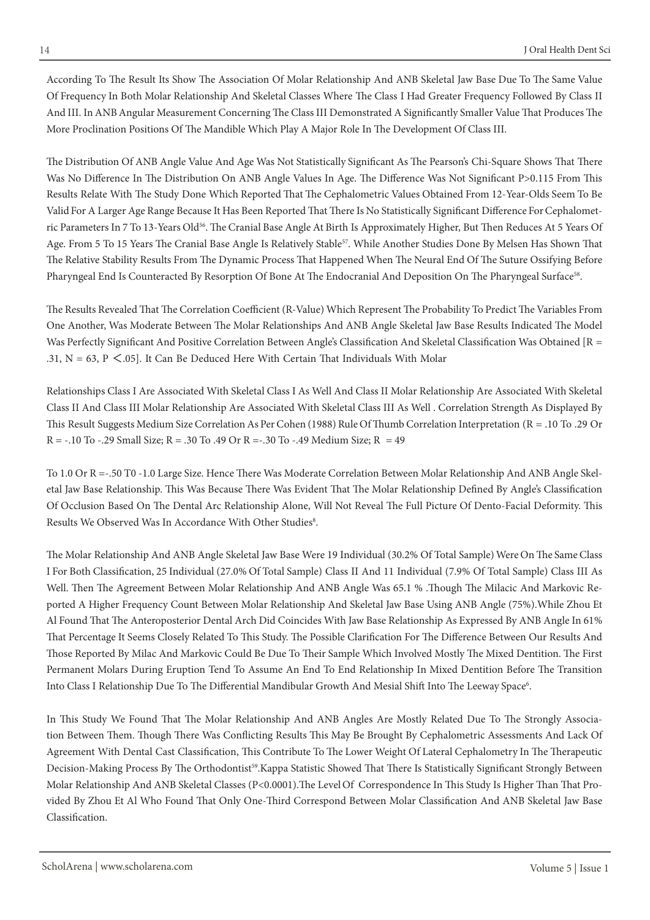According To The Result Its Show The Association Of Molar Relationship And ANB Skeletal Jaw Base Due To The Same Value Of Frequency In Both Molar Relationship And Skeletal Classes Where The Class I Had Greater Frequency Followed By Class II And III. In ANB Angular Measurement Concerning The Class III Demonstrated A Significantly Smaller Value That Produces The More Proclination Positions Of The Mandible Which Play A Major Role In The Development Of Class III.

The Distribution Of ANB Angle Value And Age Was Not Statistically Significant As The Pearson's Chi-Square Shows That There Was No Difference In The Distribution On ANB Angle Values In Age. The Difference Was Not Significant P>0.115 From This Results Relate With The Study Done Which Reported That The Cephalometric Values Obtained From 12-Year-Olds Seem To Be Valid For A Larger Age Range Because It Has Been Reported That There Is No Statistically Significant Difference For Cephalometric Parameters In 7 To 13-Years Old[56]. The Cranial Base Angle At Birth Is Approximately Higher, But Then Reduces At 5 Years Of Age. From 5 To 15 Years The Cranial Base Angle Is Relatively Stable[57]. While Another Studies Done By Melsen Has Shown That The Relative Stability Results From The Dynamic Process That Happened When The Neural End Of The Suture Ossifying Before Pharyngeal End Is Counteracted By Resorption Of Bone At The Endocranial And Deposition On The Pharyngeal Surface[58].

The Results Revealed That The Correlation Coefficient (R-Value) Which Represent The Probability To Predict The Variables From One Another, Was Moderate Between The Molar Relationships And ANB Angle Skeletal Jaw Base Results Indicated The Model Was Perfectly Significant And Positive Correlation Between Angle's Classification And Skeletal Classification Was Obtained [R = .31, N = 63, P <.05]. It Can Be Deduced Here With Certain That Individuals With Molar

Relationships Class I Are Associated With Skeletal Class I As Well And Class II Molar Relationship Are Associated With Skeletal Class II And Class III Molar Relationship Are Associated With Skeletal Class III As Well . Correlation Strength As Displayed By This Result Suggests Medium Size Correlation As Per Cohen (1988) Rule Of Thumb Correlation Interpretation (R = .10 To .29 Or R = -.10 To -.29 Small Size; R = .30 To .49 Or R =-.30 To -.49 Medium Size; R = 49

To 1.0 Or R =-.50 T0 -1.0 Large Size. Hence There Was Moderate Correlation Between Molar Relationship And ANB Angle Skeletal Jaw Base Relationship. This Was Because There Was Evident That The Molar Relationship Defined By Angle's Classification Of Occlusion Based On The Dental Arc Relationship Alone, Will Not Reveal The Full Picture Of Dento-Facial Deformity. This Results We Observed Was In Accordance With Other Studies[8].

The Molar Relationship And ANB Angle Skeletal Jaw Base Were 19 Individual (30.2% Of Total Sample) Were On The Same Class I For Both Classification, 25 Individual (27.0% Of Total Sample) Class II And 11 Individual (7.9% Of Total Sample) Class III As Well. Then The Agreement Between Molar Relationship And ANB Angle Was 65.1 % .Though The Milacic And Markovic Reported A Higher Frequency Count Between Molar Relationship And Skeletal Jaw Base Using ANB Angle (75%).While Zhou Et Al Found That The Anteroposterior Dental Arch Did Coincides With Jaw Base Relationship As Expressed By ANB Angle In 61% That Percentage It Seems Closely Related To This Study. The Possible Clarification For The Difference Between Our Results And Those Reported By Milac And Markovic Could Be Due To Their Sample Which Involved Mostly The Mixed Dentition. The First Permanent Molars During Eruption Tend To Assume An End To End Relationship In Mixed Dentition Before The Transition Into Class I Relationship Due To The Differential Mandibular Growth And Mesial Shift Into The Leeway Space[6].

In This Study We Found That The Molar Relationship And ANB Angles Are Mostly Related Due To The Strongly Association Between Them. Though There Was Conflicting Results This May Be Brought By Cephalometric Assessments And Lack Of Agreement With Dental Cast Classification, This Contribute To The Lower Weight Of Lateral Cephalometry In The Therapeutic Decision-Making Process By The Orthodontist[59].Kappa Statistic Showed That There Is Statistically Significant Strongly Between Molar Relationship And ANB Skeletal Classes (P<0.0001).The Level Of Correspondence In This Study Is Higher Than That Provided By Zhou Et Al Who Found That Only One-Third Correspond Between Molar Classification And ANB Skeletal Jaw Base Classification.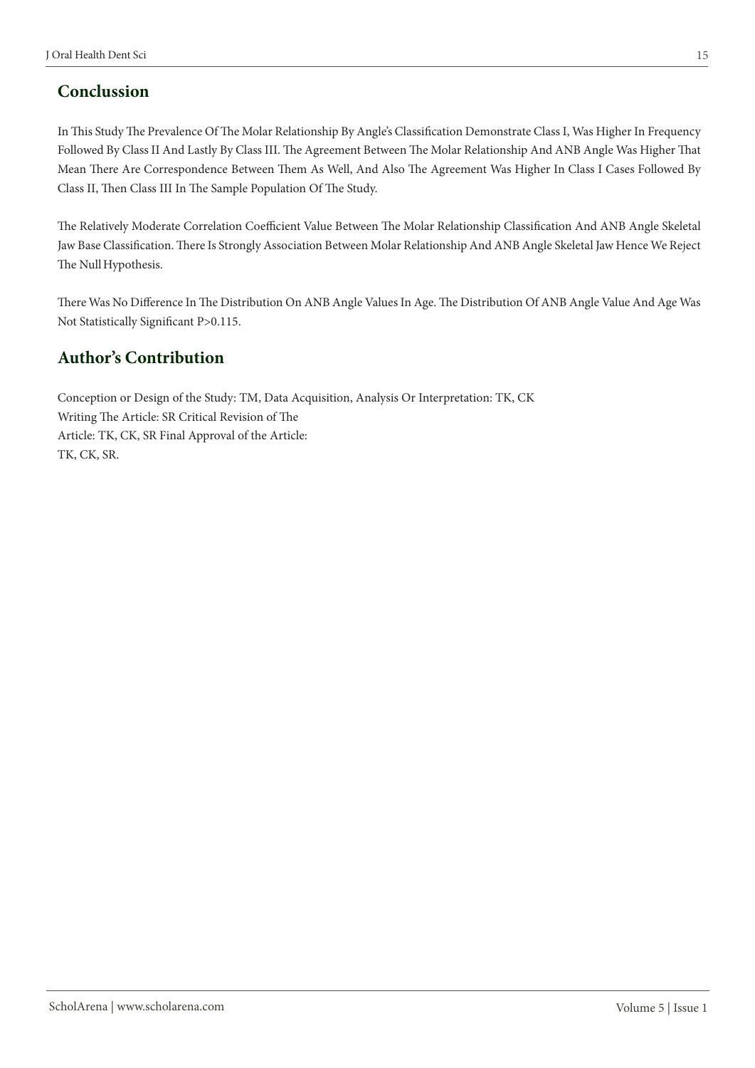## Conclussion

In This Study The Prevalence Of The Molar Relationship By Angle's Classification Demonstrate Class I, Was Higher In Frequency Followed By Class II And Lastly By Class III. The Agreement Between The Molar Relationship And ANB Angle Was Higher That Mean There Are Correspondence Between Them As Well, And Also The Agreement Was Higher In Class I Cases Followed By Class II, Then Class III In The Sample Population Of The Study.

The Relatively Moderate Correlation Coefficient Value Between The Molar Relationship Classification And ANB Angle Skeletal Jaw Base Classification. There Is Strongly Association Between Molar Relationship And ANB Angle Skeletal Jaw Hence We Reject The Null Hypothesis.

There Was No Difference In The Distribution On ANB Angle Values In Age. The Distribution Of ANB Angle Value And Age Was Not Statistically Significant $P>0.115$.

## Author's Contribution

Conception or Design of the Study: TM, Data Acquisition, Analysis Or Interpretation: TK, CK
Writing The Article: SR Critical Revision of The
Article: TK, CK, SR Final Approval of the Article:
TK, CK, SR.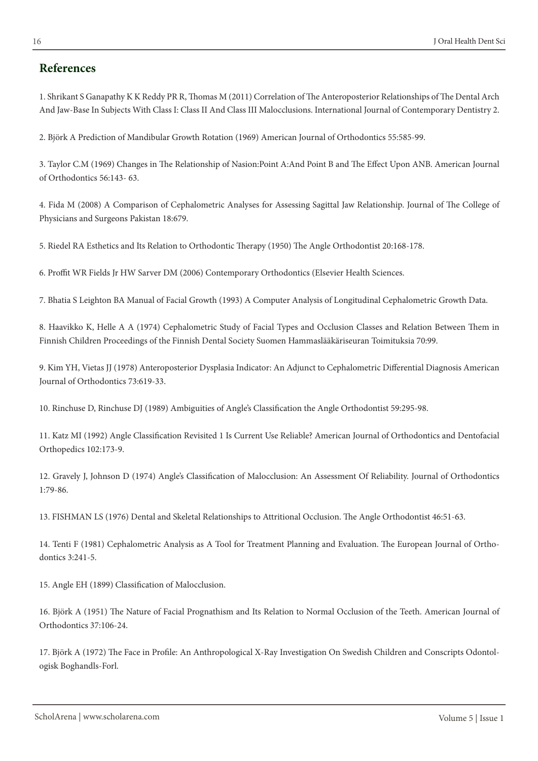## References

1. Shrikant S Ganapathy K K Reddy PR R, Thomas M (2011) Correlation of The Anteroposterior Relationships of The Dental Arch And Jaw-Base In Subjects With Class I: Class II And Class III Malocclusions. International Journal of Contemporary Dentistry 2.

2. Björk A Prediction of Mandibular Growth Rotation (1969) American Journal of Orthodontics 55:585-99.

3. Taylor C.M (1969) Changes in The Relationship of Nasion:Point A:And Point B and The Effect Upon ANB. American Journal of Orthodontics 56:143- 63.

4. Fida M (2008) A Comparison of Cephalometric Analyses for Assessing Sagittal Jaw Relationship. Journal of The College of Physicians and Surgeons Pakistan 18:679.

5. Riedel RA Esthetics and Its Relation to Orthodontic Therapy (1950) The Angle Orthodontist 20:168-178.

6. Proffit WR Fields Jr HW Sarver DM (2006) Contemporary Orthodontics (Elsevier Health Sciences.

7. Bhatia S Leighton BA Manual of Facial Growth (1993) A Computer Analysis of Longitudinal Cephalometric Growth Data.

8. Haavikko K, Helle A A (1974) Cephalometric Study of Facial Types and Occlusion Classes and Relation Between Them in Finnish Children Proceedings of the Finnish Dental Society Suomen Hammaslääkäriseuran Toimituksia 70:99.

9. Kim YH, Vietas JJ (1978) Anteroposterior Dysplasia Indicator: An Adjunct to Cephalometric Differential Diagnosis American Journal of Orthodontics 73:619-33.

10. Rinchuse D, Rinchuse DJ (1989) Ambiguities of Angle's Classification the Angle Orthodontist 59:295-98.

11. Katz MI (1992) Angle Classification Revisited 1 Is Current Use Reliable? American Journal of Orthodontics and Dentofacial Orthopedics 102:173-9.

12. Gravely J, Johnson D (1974) Angle's Classification of Malocclusion: An Assessment Of Reliability. Journal of Orthodontics 1:79-86.

13. FISHMAN LS (1976) Dental and Skeletal Relationships to Attritional Occlusion. The Angle Orthodontist 46:51-63.

14. Tenti F (1981) Cephalometric Analysis as A Tool for Treatment Planning and Evaluation. The European Journal of Orthodontics 3:241-5.

15. Angle EH (1899) Classification of Malocclusion.

16. Björk A (1951) The Nature of Facial Prognathism and Its Relation to Normal Occlusion of the Teeth. American Journal of Orthodontics 37:106-24.

17. Björk A (1972) The Face in Profile: An Anthropological X-Ray Investigation On Swedish Children and Conscripts Odontologisk Boghandls-Forl.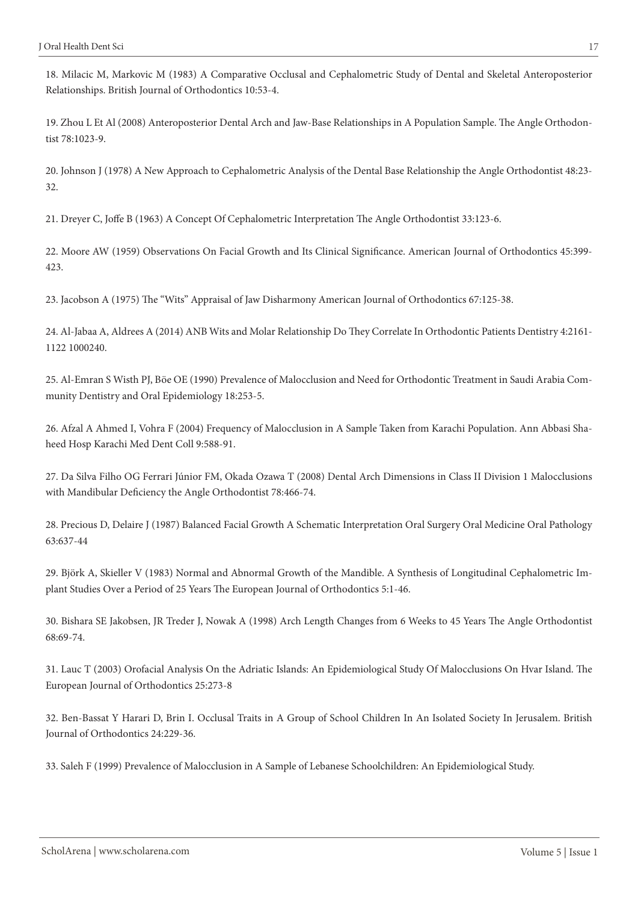18. Milacic M, Markovic M (1983) A Comparative Occlusal and Cephalometric Study of Dental and Skeletal Anteroposterior Relationships. British Journal of Orthodontics 10:53-4.

19. Zhou L Et Al (2008) Anteroposterior Dental Arch and Jaw-Base Relationships in A Population Sample. The Angle Orthodontist 78:1023-9.

20. Johnson J (1978) A New Approach to Cephalometric Analysis of the Dental Base Relationship the Angle Orthodontist 48:23-32.

21. Dreyer C, Joffe B (1963) A Concept Of Cephalometric Interpretation The Angle Orthodontist 33:123-6.

22. Moore AW (1959) Observations On Facial Growth and Its Clinical Significance. American Journal of Orthodontics 45:399-423.

23. Jacobson A (1975) The "Wits" Appraisal of Jaw Disharmony American Journal of Orthodontics 67:125-38.

24. Al-Jabaa A, Aldrees A (2014) ANB Wits and Molar Relationship Do They Correlate In Orthodontic Patients Dentistry 4:2161-1122 1000240.

25. Al-Emran S Wisth PJ, Böe OE (1990) Prevalence of Malocclusion and Need for Orthodontic Treatment in Saudi Arabia Community Dentistry and Oral Epidemiology 18:253-5.

26. Afzal A Ahmed I, Vohra F (2004) Frequency of Malocclusion in A Sample Taken from Karachi Population. Ann Abbasi Shaheed Hosp Karachi Med Dent Coll 9:588-91.

27. Da Silva Filho OG Ferrari Júnior FM, Okada Ozawa T (2008) Dental Arch Dimensions in Class II Division 1 Malocclusions with Mandibular Deficiency the Angle Orthodontist 78:466-74.

28. Precious D, Delaire J (1987) Balanced Facial Growth A Schematic Interpretation Oral Surgery Oral Medicine Oral Pathology 63:637-44

29. Björk A, Skieller V (1983) Normal and Abnormal Growth of the Mandible. A Synthesis of Longitudinal Cephalometric Implant Studies Over a Period of 25 Years The European Journal of Orthodontics 5:1-46.

30. Bishara SE Jakobsen, JR Treder J, Nowak A (1998) Arch Length Changes from 6 Weeks to 45 Years The Angle Orthodontist 68:69-74.

31. Lauc T (2003) Orofacial Analysis On the Adriatic Islands: An Epidemiological Study Of Malocclusions On Hvar Island. The European Journal of Orthodontics 25:273-8

32. Ben-Bassat Y Harari D, Brin I. Occlusal Traits in A Group of School Children In An Isolated Society In Jerusalem. British Journal of Orthodontics 24:229-36.

33. Saleh F (1999) Prevalence of Malocclusion in A Sample of Lebanese Schoolchildren: An Epidemiological Study.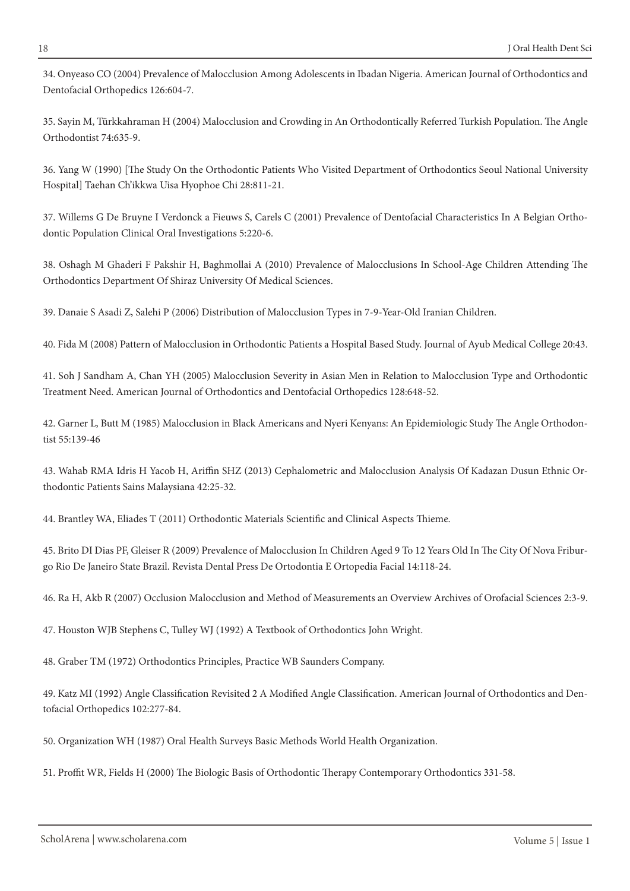34. Onyeaso CO (2004) Prevalence of Malocclusion Among Adolescents in Ibadan Nigeria. American Journal of Orthodontics and Dentofacial Orthopedics 126:604-7.

35. Sayin M, Türkkahraman H (2004) Malocclusion and Crowding in An Orthodontically Referred Turkish Population. The Angle Orthodontist 74:635-9.

36. Yang W (1990) [The Study On the Orthodontic Patients Who Visited Department of Orthodontics Seoul National University Hospital] Taehan Ch'ikkwa Uisa Hyophoe Chi 28:811-21.

37. Willems G De Bruyne I Verdonck a Fieuws S, Carels C (2001) Prevalence of Dentofacial Characteristics In A Belgian Orthodontic Population Clinical Oral Investigations 5:220-6.

38. Oshagh M Ghaderi F Pakshir H, Baghmollai A (2010) Prevalence of Malocclusions In School-Age Children Attending The Orthodontics Department Of Shiraz University Of Medical Sciences.

39. Danaie S Asadi Z, Salehi P (2006) Distribution of Malocclusion Types in 7-9-Year-Old Iranian Children.

40. Fida M (2008) Pattern of Malocclusion in Orthodontic Patients a Hospital Based Study. Journal of Ayub Medical College 20:43.

41. Soh J Sandham A, Chan YH (2005) Malocclusion Severity in Asian Men in Relation to Malocclusion Type and Orthodontic Treatment Need. American Journal of Orthodontics and Dentofacial Orthopedics 128:648-52.

42. Garner L, Butt M (1985) Malocclusion in Black Americans and Nyeri Kenyans: An Epidemiologic Study The Angle Orthodontist 55:139-46

43. Wahab RMA Idris H Yacob H, Ariffin SHZ (2013) Cephalometric and Malocclusion Analysis Of Kadazan Dusun Ethnic Orthodontic Patients Sains Malaysiana 42:25-32.

44. Brantley WA, Eliades T (2011) Orthodontic Materials Scientific and Clinical Aspects Thieme.

45. Brito DI Dias PF, Gleiser R (2009) Prevalence of Malocclusion In Children Aged 9 To 12 Years Old In The City Of Nova Friburgo Rio De Janeiro State Brazil. Revista Dental Press De Ortodontia E Ortopedia Facial 14:118-24.

46. Ra H, Akb R (2007) Occlusion Malocclusion and Method of Measurements an Overview Archives of Orofacial Sciences 2:3-9.

47. Houston WJB Stephens C, Tulley WJ (1992) A Textbook of Orthodontics John Wright.

48. Graber TM (1972) Orthodontics Principles, Practice WB Saunders Company.

49. Katz MI (1992) Angle Classification Revisited 2 A Modified Angle Classification. American Journal of Orthodontics and Dentofacial Orthopedics 102:277-84.

50. Organization WH (1987) Oral Health Surveys Basic Methods World Health Organization.

51. Proffit WR, Fields H (2000) The Biologic Basis of Orthodontic Therapy Contemporary Orthodontics 331-58.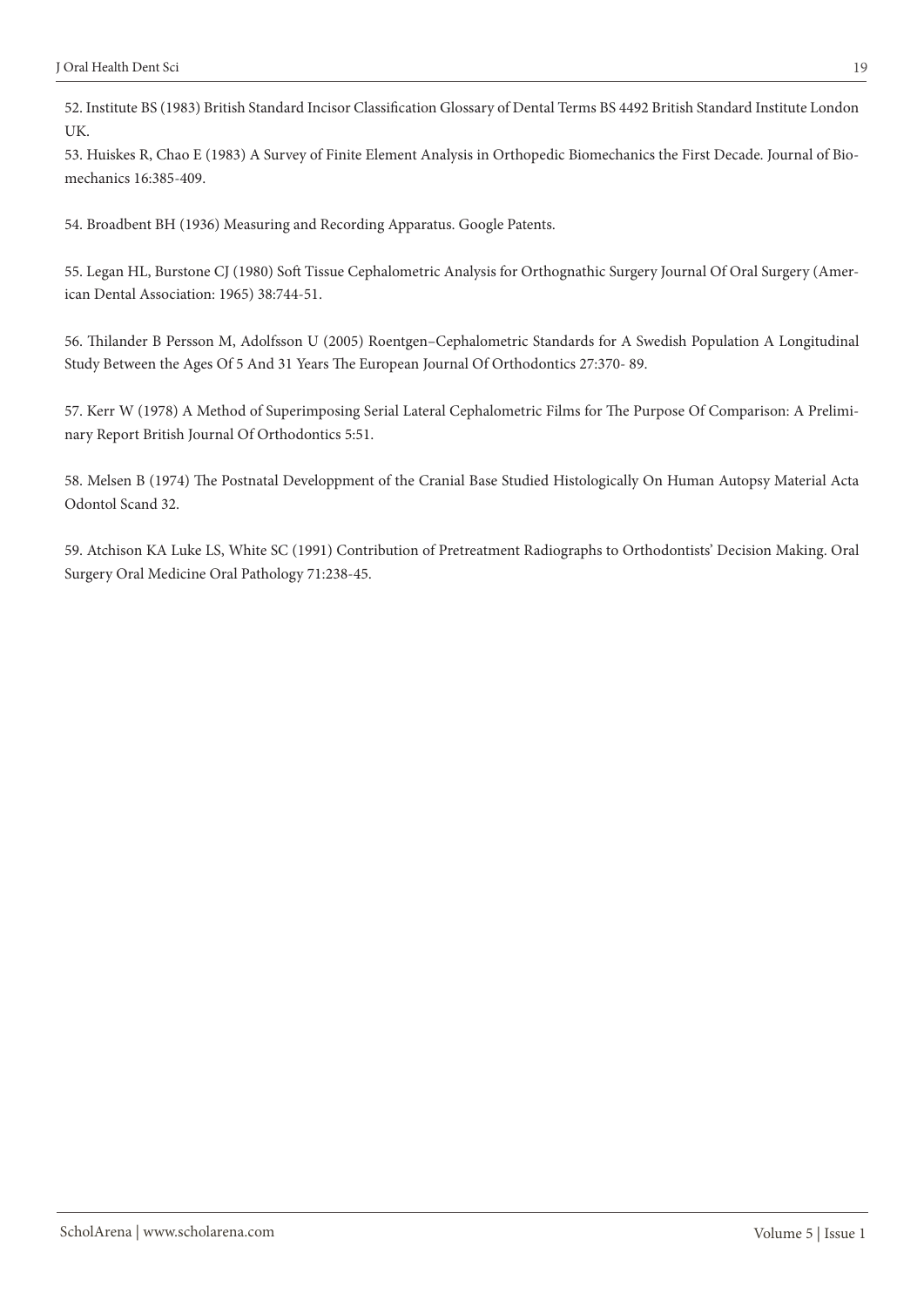52. Institute BS (1983) British Standard Incisor Classification Glossary of Dental Terms BS 4492 British Standard Institute London UK.

53. Huiskes R, Chao E (1983) A Survey of Finite Element Analysis in Orthopedic Biomechanics the First Decade. Journal of Biomechanics 16:385-409.

54. Broadbent BH (1936) Measuring and Recording Apparatus. Google Patents.

55. Legan HL, Burstone CJ (1980) Soft Tissue Cephalometric Analysis for Orthognathic Surgery Journal Of Oral Surgery (American Dental Association: 1965) 38:744-51.

56. Thilander B Persson M, Adolfsson U (2005) Roentgen–Cephalometric Standards for A Swedish Population A Longitudinal Study Between the Ages Of 5 And 31 Years The European Journal Of Orthodontics 27:370- 89.

57. Kerr W (1978) A Method of Superimposing Serial Lateral Cephalometric Films for The Purpose Of Comparison: A Preliminary Report British Journal Of Orthodontics 5:51.

58. Melsen B (1974) The Postnatal Developpment of the Cranial Base Studied Histologically On Human Autopsy Material Acta Odontol Scand 32.

59. Atchison KA Luke LS, White SC (1991) Contribution of Pretreatment Radiographs to Orthodontists' Decision Making. Oral Surgery Oral Medicine Oral Pathology 71:238-45.